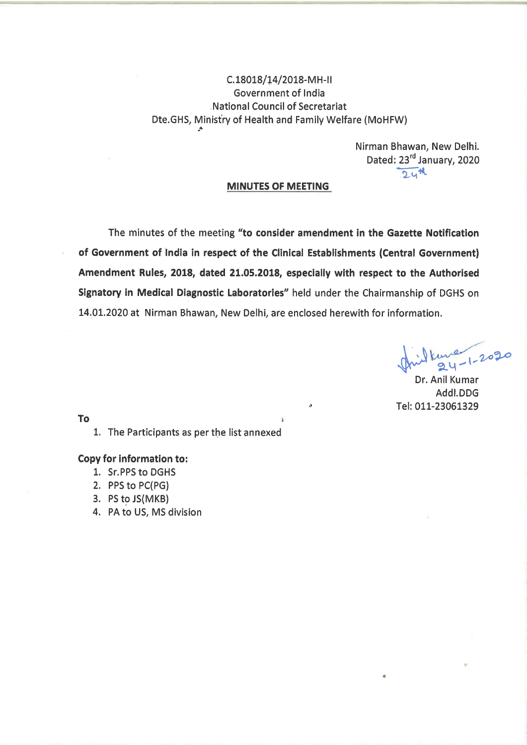C.18018/14/2018-MH-II
Government of India
National Council of Secretariat
Dte.GHS, Ministry of Health and Family Welfare (MoHFW)

Nirman Bhawan, New Delhi.
Dated: 23rd January, 2020
24th

## MINUTES OF MEETING

The minutes of the meeting **"to consider amendment in the Gazette Notification of Government of India in respect of the Clinical Establishments (Central Government) Amendment Rules, 2018, dated 21.05.2018, especially with respect to the Authorised Signatory in Medical Diagnostic Laboratories"** held under the Chairmanship of DGHS on 14.01.2020 at Nirman Bhawan, New Delhi, are enclosed herewith for information.

Anil Kumar 24-1-2020
Dr. Anil Kumar
Addl.DDG
Tel: 011-23061329

**To**

1. The Participants as per the list annexed

**Copy for information to:**

1. Sr.PPS to DGHS
2. PPS to PC(PG)
3. PS to JS(MKB)
4. PA to US, MS division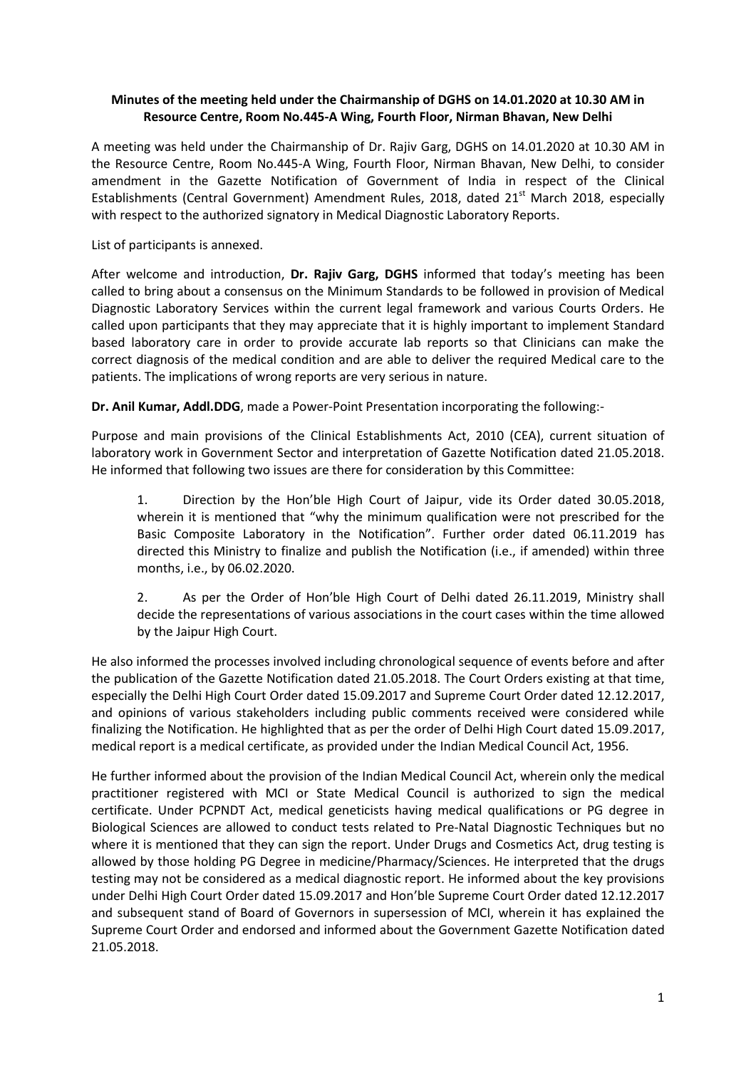**Minutes of the meeting held under the Chairmanship of DGHS on 14.01.2020 at 10.30 AM in Resource Centre, Room No.445-A Wing, Fourth Floor, Nirman Bhavan, New Delhi**

A meeting was held under the Chairmanship of Dr. Rajiv Garg, DGHS on 14.01.2020 at 10.30 AM in the Resource Centre, Room No.445-A Wing, Fourth Floor, Nirman Bhavan, New Delhi, to consider amendment in the Gazette Notification of Government of India in respect of the Clinical Establishments (Central Government) Amendment Rules, 2018, dated 21st March 2018, especially with respect to the authorized signatory in Medical Diagnostic Laboratory Reports.

List of participants is annexed.

After welcome and introduction, **Dr. Rajiv Garg, DGHS** informed that today's meeting has been called to bring about a consensus on the Minimum Standards to be followed in provision of Medical Diagnostic Laboratory Services within the current legal framework and various Courts Orders. He called upon participants that they may appreciate that it is highly important to implement Standard based laboratory care in order to provide accurate lab reports so that Clinicians can make the correct diagnosis of the medical condition and are able to deliver the required Medical care to the patients. The implications of wrong reports are very serious in nature.

**Dr. Anil Kumar, Addl.DDG**, made a Power-Point Presentation incorporating the following:-

Purpose and main provisions of the Clinical Establishments Act, 2010 (CEA), current situation of laboratory work in Government Sector and interpretation of Gazette Notification dated 21.05.2018. He informed that following two issues are there for consideration by this Committee:

1. Direction by the Hon'ble High Court of Jaipur, vide its Order dated 30.05.2018, wherein it is mentioned that "why the minimum qualification were not prescribed for the Basic Composite Laboratory in the Notification". Further order dated 06.11.2019 has directed this Ministry to finalize and publish the Notification (i.e., if amended) within three months, i.e., by 06.02.2020.

2. As per the Order of Hon'ble High Court of Delhi dated 26.11.2019, Ministry shall decide the representations of various associations in the court cases within the time allowed by the Jaipur High Court.

He also informed the processes involved including chronological sequence of events before and after the publication of the Gazette Notification dated 21.05.2018. The Court Orders existing at that time, especially the Delhi High Court Order dated 15.09.2017 and Supreme Court Order dated 12.12.2017, and opinions of various stakeholders including public comments received were considered while finalizing the Notification. He highlighted that as per the order of Delhi High Court dated 15.09.2017, medical report is a medical certificate, as provided under the Indian Medical Council Act, 1956.

He further informed about the provision of the Indian Medical Council Act, wherein only the medical practitioner registered with MCI or State Medical Council is authorized to sign the medical certificate. Under PCPNDT Act, medical geneticists having medical qualifications or PG degree in Biological Sciences are allowed to conduct tests related to Pre-Natal Diagnostic Techniques but no where it is mentioned that they can sign the report. Under Drugs and Cosmetics Act, drug testing is allowed by those holding PG Degree in medicine/Pharmacy/Sciences. He interpreted that the drugs testing may not be considered as a medical diagnostic report. He informed about the key provisions under Delhi High Court Order dated 15.09.2017 and Hon'ble Supreme Court Order dated 12.12.2017 and subsequent stand of Board of Governors in supersession of MCI, wherein it has explained the Supreme Court Order and endorsed and informed about the Government Gazette Notification dated 21.05.2018.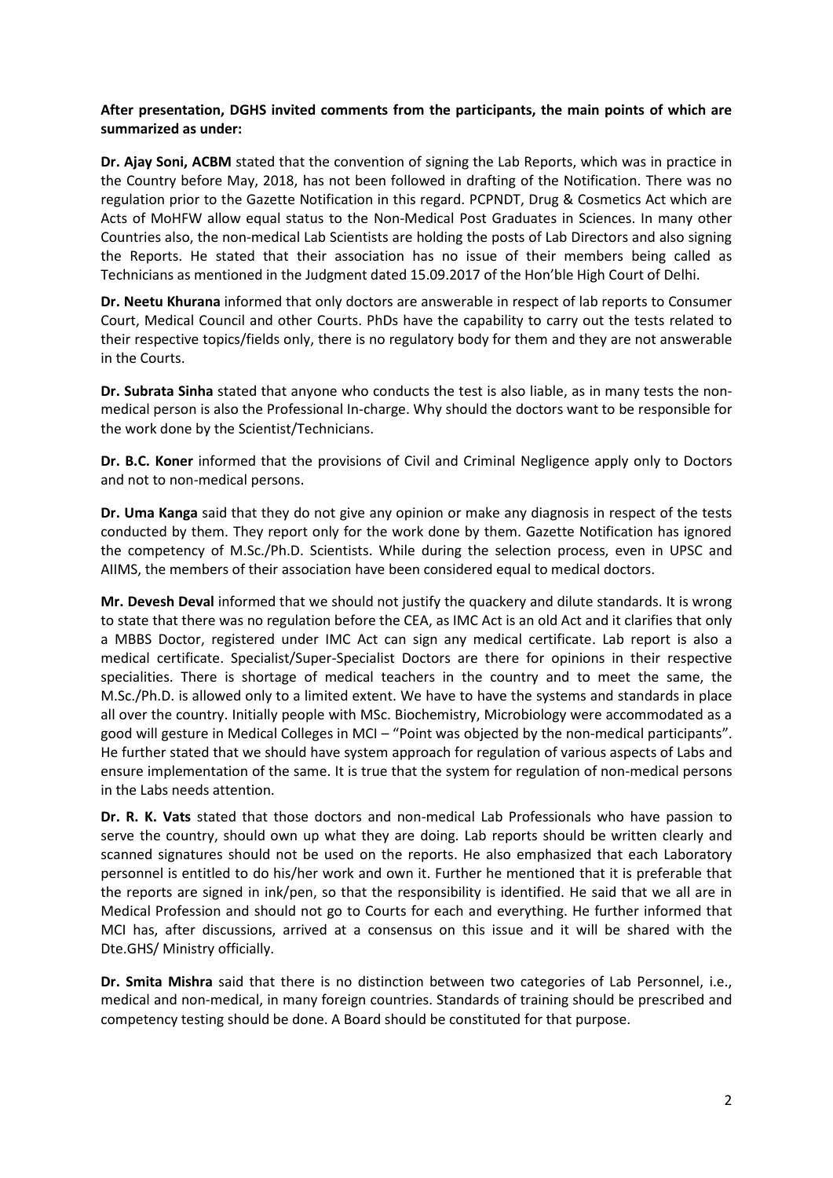**After presentation, DGHS invited comments from the participants, the main points of which are summarized as under:**

**Dr. Ajay Soni, ACBM** stated that the convention of signing the Lab Reports, which was in practice in the Country before May, 2018, has not been followed in drafting of the Notification. There was no regulation prior to the Gazette Notification in this regard. PCPNDT, Drug & Cosmetics Act which are Acts of MoHFW allow equal status to the Non-Medical Post Graduates in Sciences. In many other Countries also, the non-medical Lab Scientists are holding the posts of Lab Directors and also signing the Reports. He stated that their association has no issue of their members being called as Technicians as mentioned in the Judgment dated 15.09.2017 of the Hon'ble High Court of Delhi.

**Dr. Neetu Khurana** informed that only doctors are answerable in respect of lab reports to Consumer Court, Medical Council and other Courts. PhDs have the capability to carry out the tests related to their respective topics/fields only, there is no regulatory body for them and they are not answerable in the Courts.

**Dr. Subrata Sinha** stated that anyone who conducts the test is also liable, as in many tests the non-medical person is also the Professional In-charge. Why should the doctors want to be responsible for the work done by the Scientist/Technicians.

**Dr. B.C. Koner** informed that the provisions of Civil and Criminal Negligence apply only to Doctors and not to non-medical persons.

**Dr. Uma Kanga** said that they do not give any opinion or make any diagnosis in respect of the tests conducted by them. They report only for the work done by them. Gazette Notification has ignored the competency of M.Sc./Ph.D. Scientists. While during the selection process, even in UPSC and AIIMS, the members of their association have been considered equal to medical doctors.

**Mr. Devesh Deval** informed that we should not justify the quackery and dilute standards. It is wrong to state that there was no regulation before the CEA, as IMC Act is an old Act and it clarifies that only a MBBS Doctor, registered under IMC Act can sign any medical certificate. Lab report is also a medical certificate. Specialist/Super-Specialist Doctors are there for opinions in their respective specialities. There is shortage of medical teachers in the country and to meet the same, the M.Sc./Ph.D. is allowed only to a limited extent. We have to have the systems and standards in place all over the country. Initially people with MSc. Biochemistry, Microbiology were accommodated as a good will gesture in Medical Colleges in MCI – "Point was objected by the non-medical participants". He further stated that we should have system approach for regulation of various aspects of Labs and ensure implementation of the same. It is true that the system for regulation of non-medical persons in the Labs needs attention.

**Dr. R. K. Vats** stated that those doctors and non-medical Lab Professionals who have passion to serve the country, should own up what they are doing. Lab reports should be written clearly and scanned signatures should not be used on the reports. He also emphasized that each Laboratory personnel is entitled to do his/her work and own it. Further he mentioned that it is preferable that the reports are signed in ink/pen, so that the responsibility is identified. He said that we all are in Medical Profession and should not go to Courts for each and everything. He further informed that MCI has, after discussions, arrived at a consensus on this issue and it will be shared with the Dte.GHS/ Ministry officially.

**Dr. Smita Mishra** said that there is no distinction between two categories of Lab Personnel, i.e., medical and non-medical, in many foreign countries. Standards of training should be prescribed and competency testing should be done. A Board should be constituted for that purpose.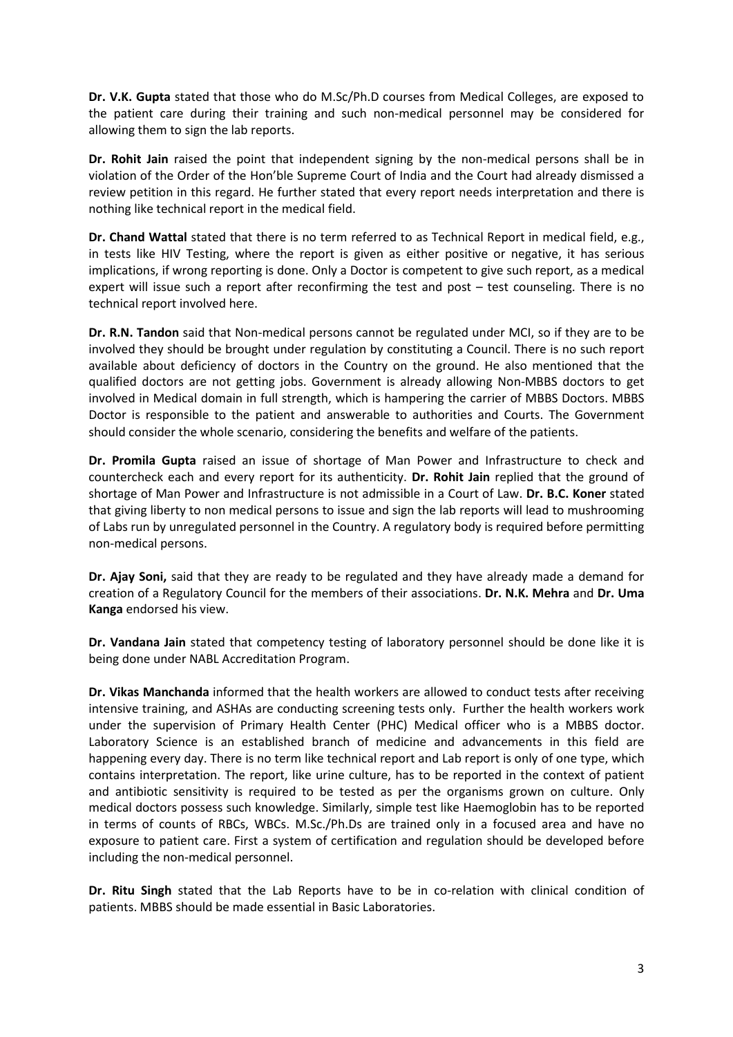**Dr. V.K. Gupta** stated that those who do M.Sc/Ph.D courses from Medical Colleges, are exposed to the patient care during their training and such non-medical personnel may be considered for allowing them to sign the lab reports.

**Dr. Rohit Jain** raised the point that independent signing by the non-medical persons shall be in violation of the Order of the Hon'ble Supreme Court of India and the Court had already dismissed a review petition in this regard. He further stated that every report needs interpretation and there is nothing like technical report in the medical field.

**Dr. Chand Wattal** stated that there is no term referred to as Technical Report in medical field, e.g., in tests like HIV Testing, where the report is given as either positive or negative, it has serious implications, if wrong reporting is done. Only a Doctor is competent to give such report, as a medical expert will issue such a report after reconfirming the test and post – test counseling. There is no technical report involved here.

**Dr. R.N. Tandon** said that Non-medical persons cannot be regulated under MCI, so if they are to be involved they should be brought under regulation by constituting a Council. There is no such report available about deficiency of doctors in the Country on the ground. He also mentioned that the qualified doctors are not getting jobs. Government is already allowing Non-MBBS doctors to get involved in Medical domain in full strength, which is hampering the carrier of MBBS Doctors. MBBS Doctor is responsible to the patient and answerable to authorities and Courts. The Government should consider the whole scenario, considering the benefits and welfare of the patients.

**Dr. Promila Gupta** raised an issue of shortage of Man Power and Infrastructure to check and countercheck each and every report for its authenticity. **Dr. Rohit Jain** replied that the ground of shortage of Man Power and Infrastructure is not admissible in a Court of Law. **Dr. B.C. Koner** stated that giving liberty to non medical persons to issue and sign the lab reports will lead to mushrooming of Labs run by unregulated personnel in the Country. A regulatory body is required before permitting non-medical persons.

**Dr. Ajay Soni,** said that they are ready to be regulated and they have already made a demand for creation of a Regulatory Council for the members of their associations. **Dr. N.K. Mehra** and **Dr. Uma Kanga** endorsed his view.

**Dr. Vandana Jain** stated that competency testing of laboratory personnel should be done like it is being done under NABL Accreditation Program.

**Dr. Vikas Manchanda** informed that the health workers are allowed to conduct tests after receiving intensive training, and ASHAs are conducting screening tests only. Further the health workers work under the supervision of Primary Health Center (PHC) Medical officer who is a MBBS doctor. Laboratory Science is an established branch of medicine and advancements in this field are happening every day. There is no term like technical report and Lab report is only of one type, which contains interpretation. The report, like urine culture, has to be reported in the context of patient and antibiotic sensitivity is required to be tested as per the organisms grown on culture. Only medical doctors possess such knowledge. Similarly, simple test like Haemoglobin has to be reported in terms of counts of RBCs, WBCs. M.Sc./Ph.Ds are trained only in a focused area and have no exposure to patient care. First a system of certification and regulation should be developed before including the non-medical personnel.

**Dr. Ritu Singh** stated that the Lab Reports have to be in co-relation with clinical condition of patients. MBBS should be made essential in Basic Laboratories.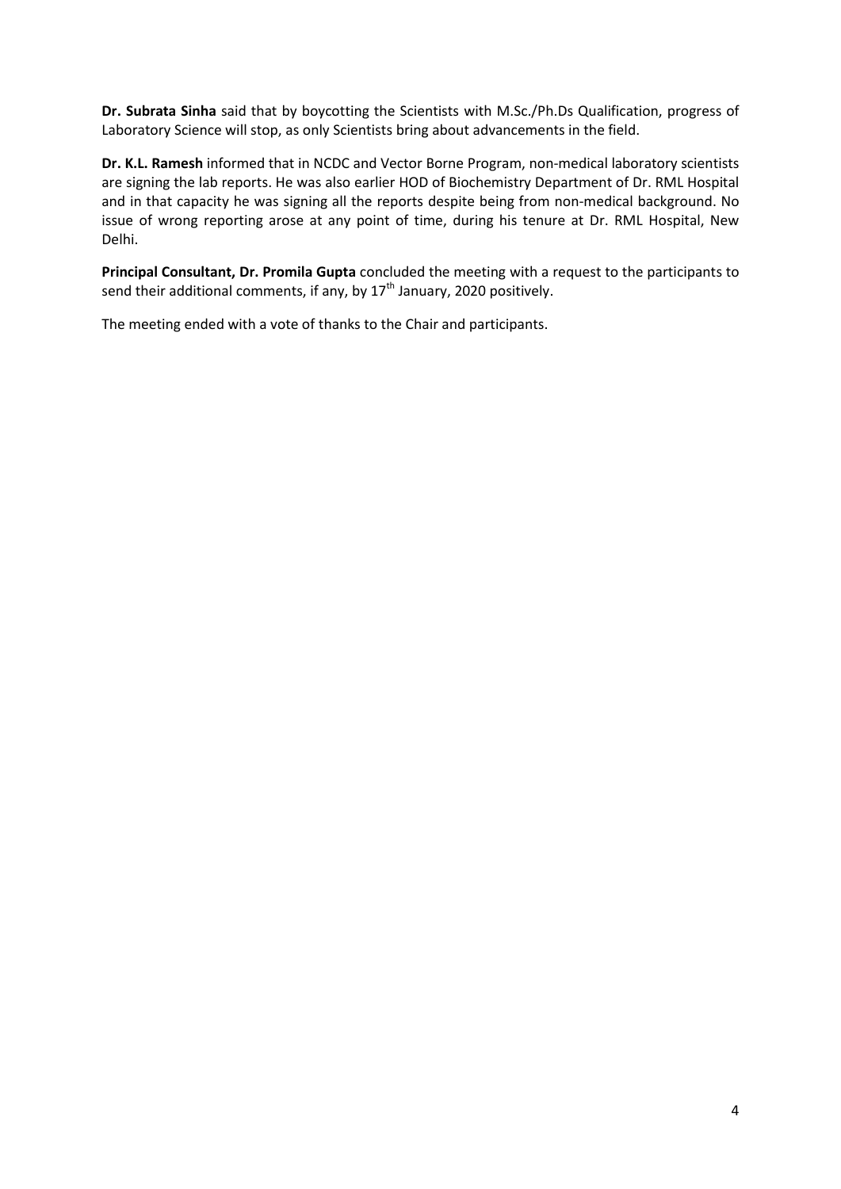**Dr. Subrata Sinha** said that by boycotting the Scientists with M.Sc./Ph.Ds Qualification, progress of Laboratory Science will stop, as only Scientists bring about advancements in the field.

**Dr. K.L. Ramesh** informed that in NCDC and Vector Borne Program, non-medical laboratory scientists are signing the lab reports. He was also earlier HOD of Biochemistry Department of Dr. RML Hospital and in that capacity he was signing all the reports despite being from non-medical background. No issue of wrong reporting arose at any point of time, during his tenure at Dr. RML Hospital, New Delhi.

**Principal Consultant, Dr. Promila Gupta** concluded the meeting with a request to the participants to send their additional comments, if any, by 17th January, 2020 positively.

The meeting ended with a vote of thanks to the Chair and participants.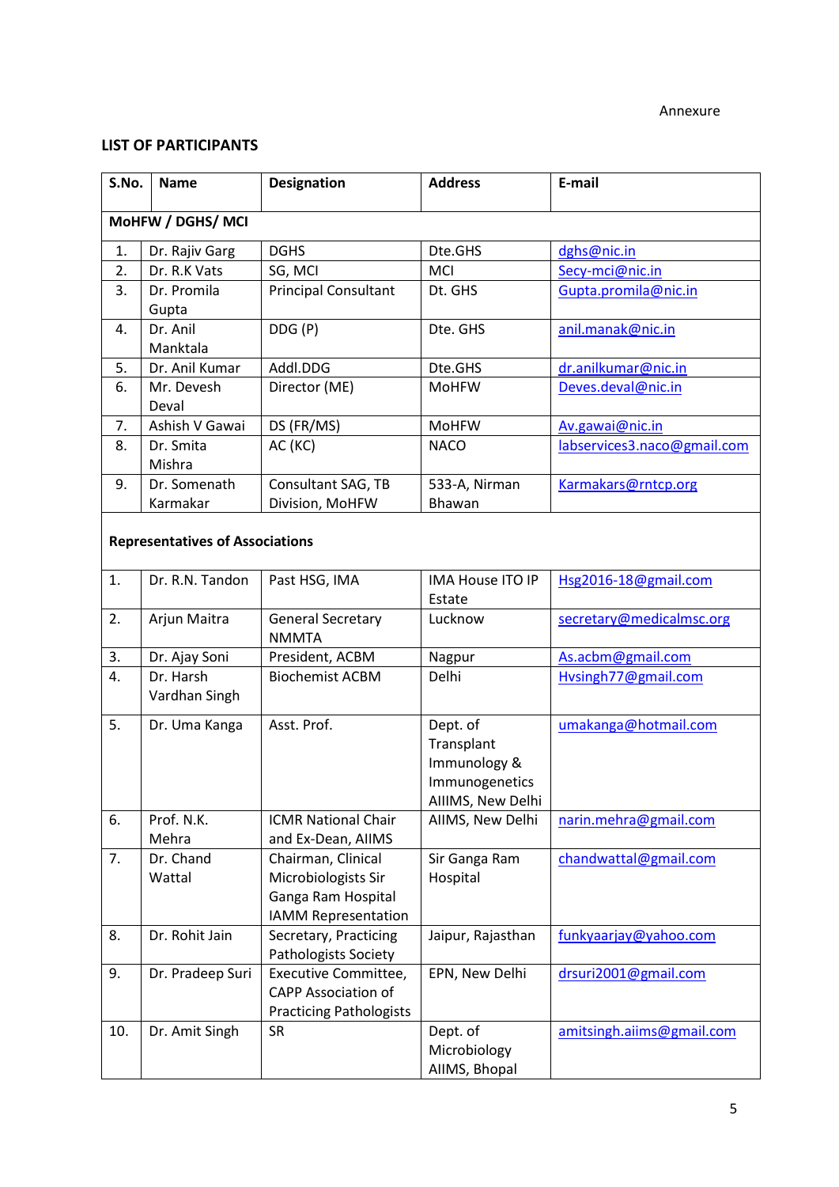Annexure

## LIST OF PARTICIPANTS

| S.No. | Name | Designation | Address | E-mail |
|---|---|---|---|---|
| **MoHFW / DGHS/ MCI** | | | | |
| 1. | Dr. Rajiv Garg | DGHS | Dte.GHS | dghs@nic.in |
| 2. | Dr. R.K Vats | SG, MCI | MCI | Secy-mci@nic.in |
| 3. | Dr. Promila Gupta | Principal Consultant | Dt. GHS | Gupta.promila@nic.in |
| 4. | Dr. Anil Manktala | DDG (P) | Dte. GHS | anil.manak@nic.in |
| 5. | Dr. Anil Kumar | Addl.DDG | Dte.GHS | dr.anilkumar@nic.in |
| 6. | Mr. Devesh Deval | Director (ME) | MoHFW | Deves.deval@nic.in |
| 7. | Ashish V Gawai | DS (FR/MS) | MoHFW | Av.gawai@nic.in |
| 8. | Dr. Smita Mishra | AC (KC) | NACO | labservices3.naco@gmail.com |
| 9. | Dr. Somenath Karmakar | Consultant SAG, TB Division, MoHFW | 533-A, Nirman Bhawan | Karmakars@rntcp.org |
| **Representatives of Associations** | | | | |
| 1. | Dr. R.N. Tandon | Past HSG, IMA | IMA House ITO IP Estate | Hsg2016-18@gmail.com |
| 2. | Arjun Maitra | General Secretary NMMTA | Lucknow | secretary@medicalmsc.org |
| 3. | Dr. Ajay Soni | President, ACBM | Nagpur | As.acbm@gmail.com |
| 4. | Dr. Harsh Vardhan Singh | Biochemist ACBM | Delhi | Hvsingh77@gmail.com |
| 5. | Dr. Uma Kanga | Asst. Prof. | Dept. of Transplant Immunology & Immunogenetics AIIMS, New Delhi | umakanga@hotmail.com |
| 6. | Prof. N.K. Mehra | ICMR National Chair and Ex-Dean, AIIMS | AIIMS, New Delhi | narin.mehra@gmail.com |
| 7. | Dr. Chand Wattal | Chairman, Clinical Microbiologists Sir Ganga Ram Hospital IAMM Representation | Sir Ganga Ram Hospital | chandwattal@gmail.com |
| 8. | Dr. Rohit Jain | Secretary, Practicing Pathologists Society | Jaipur, Rajasthan | funkyaarjay@yahoo.com |
| 9. | Dr. Pradeep Suri | Executive Committee, CAPP Association of Practicing Pathologists | EPN, New Delhi | drsuri2001@gmail.com |
| 10. | Dr. Amit Singh | SR | Dept. of Microbiology AIIMS, Bhopal | amitsingh.aiims@gmail.com |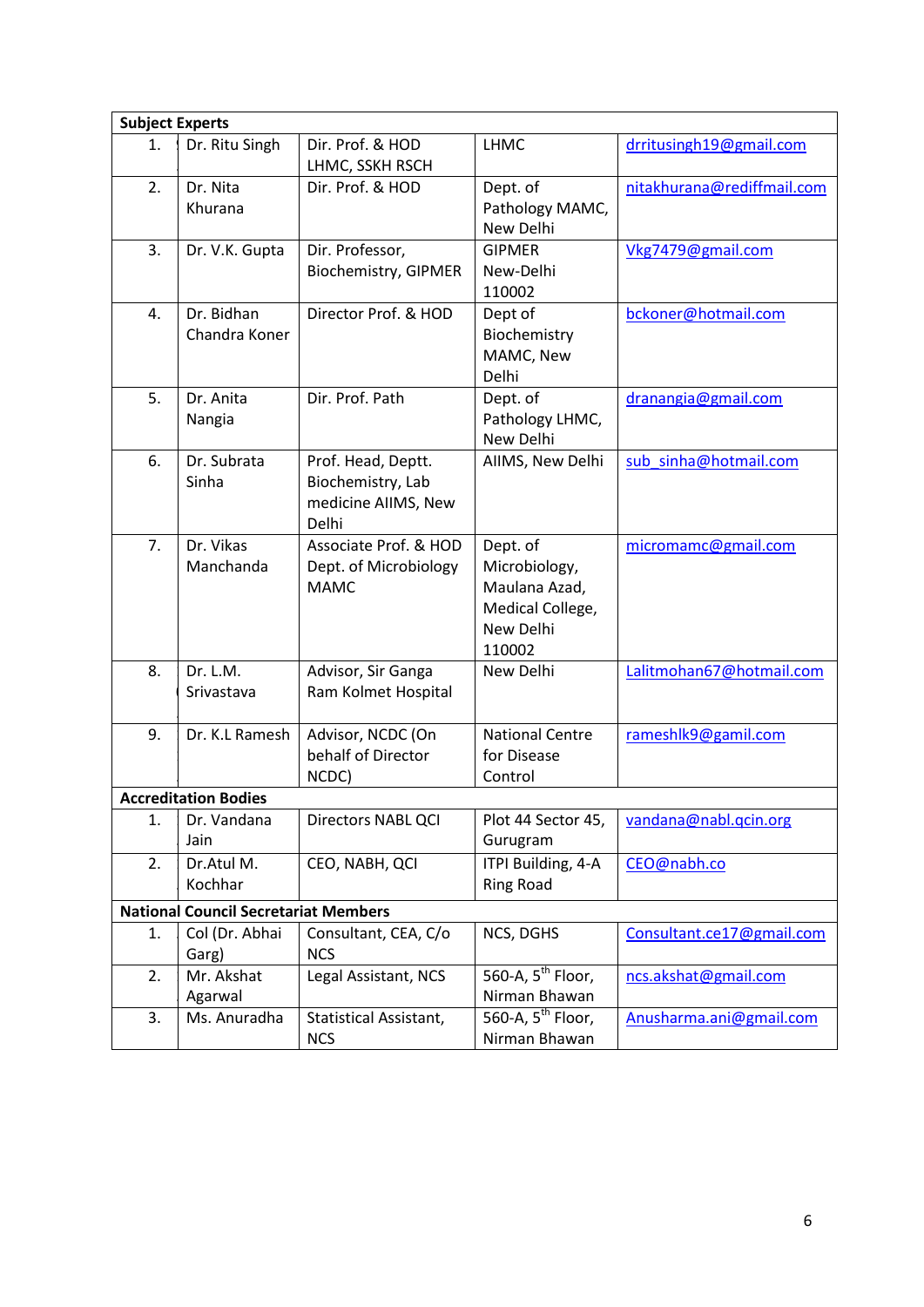| | | | | |
|---|---|---|---|---|
| **Subject Experts** | | | | |
| 1. | Dr. Ritu Singh | Dir. Prof. & HOD LHMC, SSKH RSCH | LHMC | drritusingh19@gmail.com |
| 2. | Dr. Nita Khurana | Dir. Prof. & HOD | Dept. of Pathology MAMC, New Delhi | nitakhurana@rediffmail.com |
| 3. | Dr. V.K. Gupta | Dir. Professor, Biochemistry, GIPMER | GIPMER New-Delhi 110002 | Vkg7479@gmail.com |
| 4. | Dr. Bidhan Chandra Koner | Director Prof. & HOD | Dept of Biochemistry MAMC, New Delhi | bckoner@hotmail.com |
| 5. | Dr. Anita Nangia | Dir. Prof. Path | Dept. of Pathology LHMC, New Delhi | dranangia@gmail.com |
| 6. | Dr. Subrata Sinha | Prof. Head, Deptt. Biochemistry, Lab medicine AIIMS, New Delhi | AIIMS, New Delhi | sub_sinha@hotmail.com |
| 7. | Dr. Vikas Manchanda | Associate Prof. & HOD Dept. of Microbiology MAMC | Dept. of Microbiology, Maulana Azad, Medical College, New Delhi 110002 | micromamc@gmail.com |
| 8. | Dr. L.M. Srivastava | Advisor, Sir Ganga Ram Kolmet Hospital | New Delhi | Lalitmohan67@hotmail.com |
| 9. | Dr. K.L Ramesh | Advisor, NCDC (On behalf of Director NCDC) | National Centre for Disease Control | rameshlk9@gamil.com |
| **Accreditation Bodies** | | | | |
| 1. | Dr. Vandana Jain | Directors NABL QCI | Plot 44 Sector 45, Gurugram | vandana@nabl.qcin.org |
| 2. | Dr.Atul M. Kochhar | CEO, NABH, QCI | ITPI Building, 4-A Ring Road | CEO@nabh.co |
| **National Council Secretariat Members** | | | | |
| 1. | Col (Dr. Abhai Garg) | Consultant, CEA, C/o NCS | NCS, DGHS | Consultant.ce17@gmail.com |
| 2. | Mr. Akshat Agarwal | Legal Assistant, NCS | 560-A, 5th Floor, Nirman Bhawan | ncs.akshat@gmail.com |
| 3. | Ms. Anuradha | Statistical Assistant, NCS | 560-A, 5th Floor, Nirman Bhawan | Anusharma.ani@gmail.com |